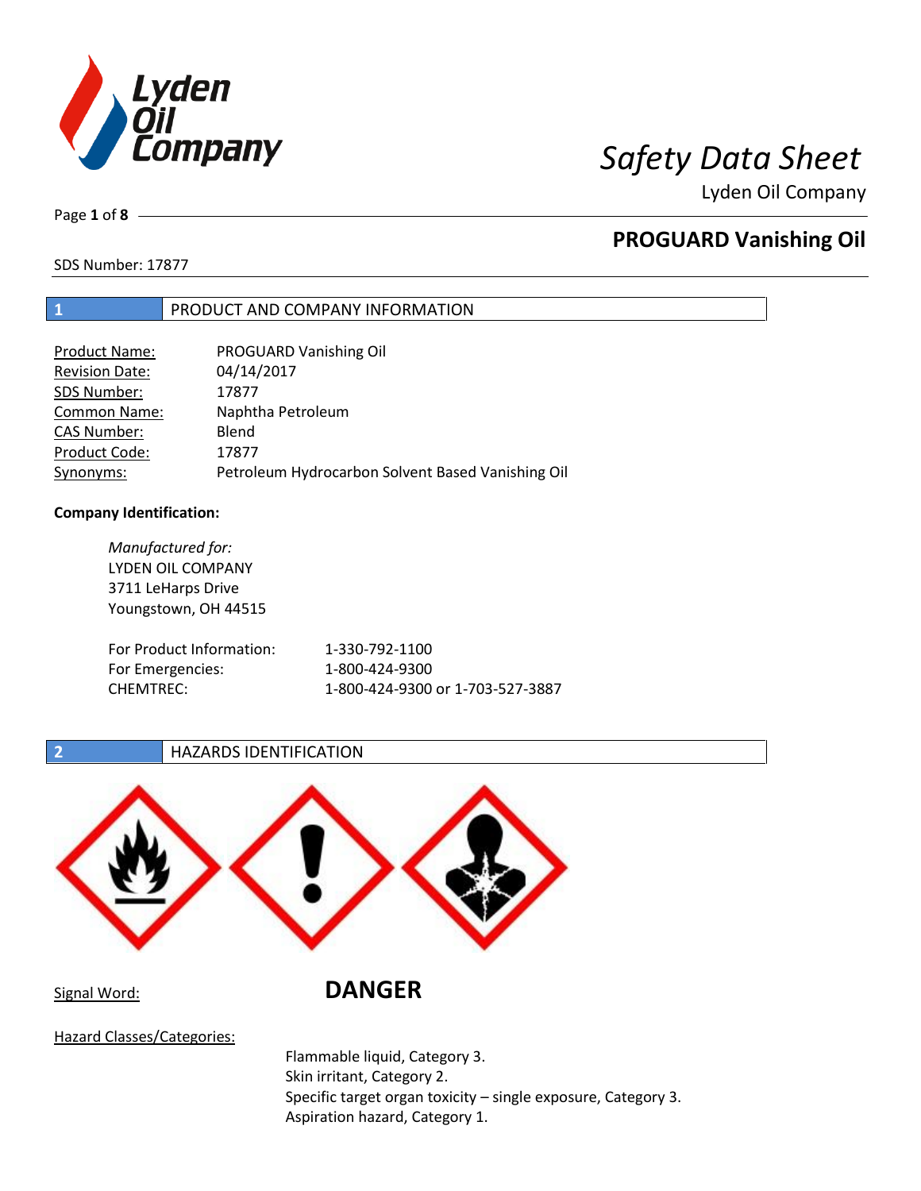# Safety Data Sheet

Lyden Oil Company

## PROGUARD Vanishing Oil

SDS Number: 17877

## 1 PRODUCT AND COMPANY INFORMATION

| | |
|---|---|
| Product Name: | PROGUARD Vanishing Oil |
| Revision Date: | 04/14/2017 |
| SDS Number: | 17877 |
| Common Name: | Naphtha Petroleum |
| CAS Number: | Blend |
| Product Code: | 17877 |
| Synonyms: | Petroleum Hydrocarbon Solvent Based Vanishing Oil |

**Company Identification:**

*Manufactured for:*
LYDEN OIL COMPANY
3711 LeHarps Drive
Youngstown, OH 44515

| | |
|---|---|
| For Product Information: | 1-330-792-1100 |
| For Emergencies: | 1-800-424-9300 |
| CHEMTREC: | 1-800-424-9300 or 1-703-527-3887 |

## 2 HAZARDS IDENTIFICATION

Signal Word: **DANGER**

Hazard Classes/Categories:

Flammable liquid, Category 3.
Skin irritant, Category 2.
Specific target organ toxicity – single exposure, Category 3.
Aspiration hazard, Category 1.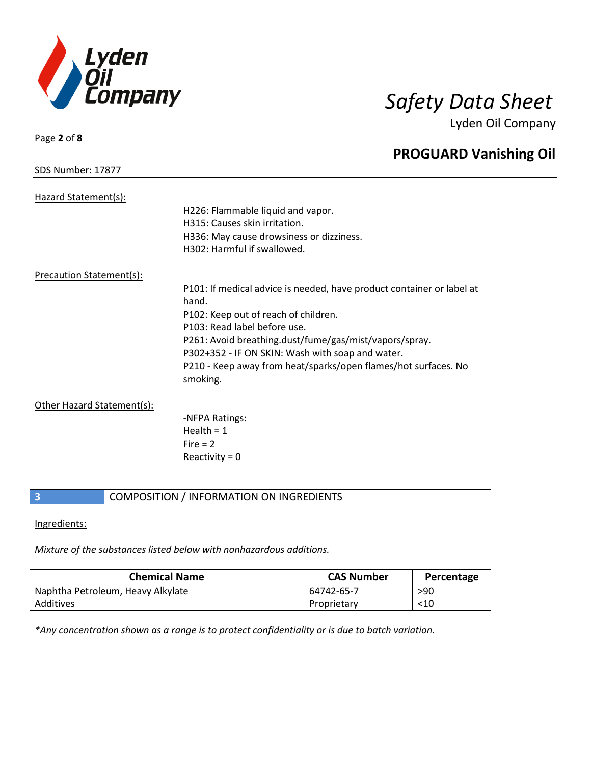Hazard Statement(s):

H226: Flammable liquid and vapor.
H315: Causes skin irritation.
H336: May cause drowsiness or dizziness.
H302: Harmful if swallowed.

Precaution Statement(s):

P101: If medical advice is needed, have product container or label at hand.
P102: Keep out of reach of children.
P103: Read label before use.
P261: Avoid breathing.dust/fume/gas/mist/vapors/spray.
P302+352 - IF ON SKIN: Wash with soap and water.
P210 - Keep away from heat/sparks/open flames/hot surfaces. No smoking.

Other Hazard Statement(s):

-NFPA Ratings:
Health = 1
Fire = 2
Reactivity = 0

## 3 COMPOSITION / INFORMATION ON INGREDIENTS

Ingredients:

*Mixture of the substances listed below with nonhazardous additions.*

| Chemical Name | CAS Number | Percentage |
|---|---|---|
| Naphtha Petroleum, Heavy Alkylate | 64742-65-7 | >90 |
| Additives | Proprietary | <10 |

*\*Any concentration shown as a range is to protect confidentiality or is due to batch variation.*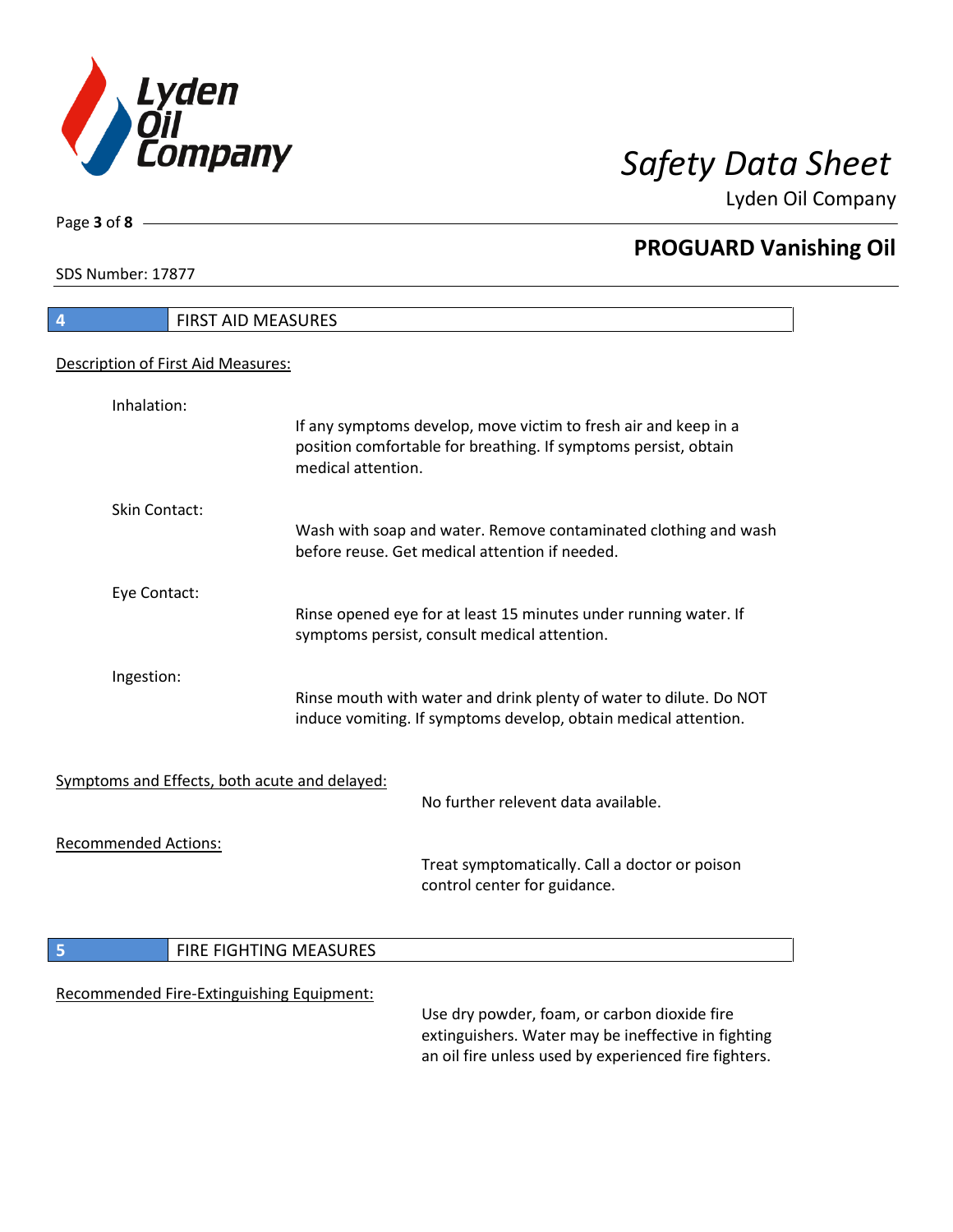## 4 FIRST AID MEASURES

Description of First Aid Measures:

**Inhalation:**
If any symptoms develop, move victim to fresh air and keep in a position comfortable for breathing. If symptoms persist, obtain medical attention.

**Skin Contact:**
Wash with soap and water. Remove contaminated clothing and wash before reuse. Get medical attention if needed.

**Eye Contact:**
Rinse opened eye for at least 15 minutes under running water. If symptoms persist, consult medical attention.

**Ingestion:**
Rinse mouth with water and drink plenty of water to dilute. Do NOT induce vomiting. If symptoms develop, obtain medical attention.

Symptoms and Effects, both acute and delayed:

No further relevent data available.

Recommended Actions:

Treat symptomatically. Call a doctor or poison control center for guidance.

## 5 FIRE FIGHTING MEASURES

Recommended Fire-Extinguishing Equipment:

Use dry powder, foam, or carbon dioxide fire extinguishers. Water may be ineffective in fighting an oil fire unless used by experienced fire fighters.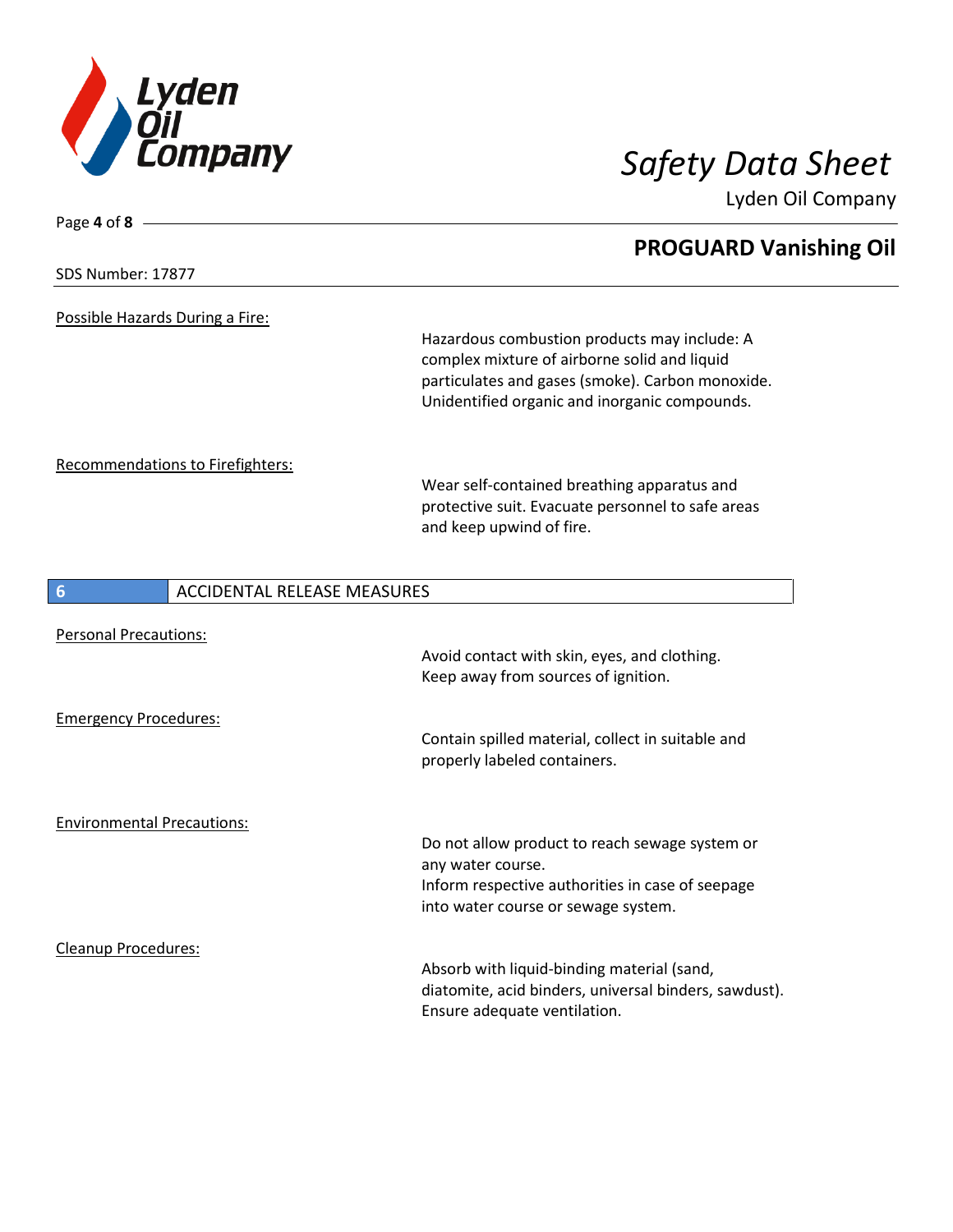Possible Hazards During a Fire:

Hazardous combustion products may include: A complex mixture of airborne solid and liquid particulates and gases (smoke). Carbon monoxide. Unidentified organic and inorganic compounds.

Recommendations to Firefighters:

Wear self-contained breathing apparatus and protective suit. Evacuate personnel to safe areas and keep upwind of fire.

## 6 ACCIDENTAL RELEASE MEASURES

Personal Precautions:

Avoid contact with skin, eyes, and clothing.
Keep away from sources of ignition.

Emergency Procedures:

Contain spilled material, collect in suitable and properly labeled containers.

Environmental Precautions:

Do not allow product to reach sewage system or any water course.
Inform respective authorities in case of seepage into water course or sewage system.

Cleanup Procedures:

Absorb with liquid-binding material (sand, diatomite, acid binders, universal binders, sawdust).
Ensure adequate ventilation.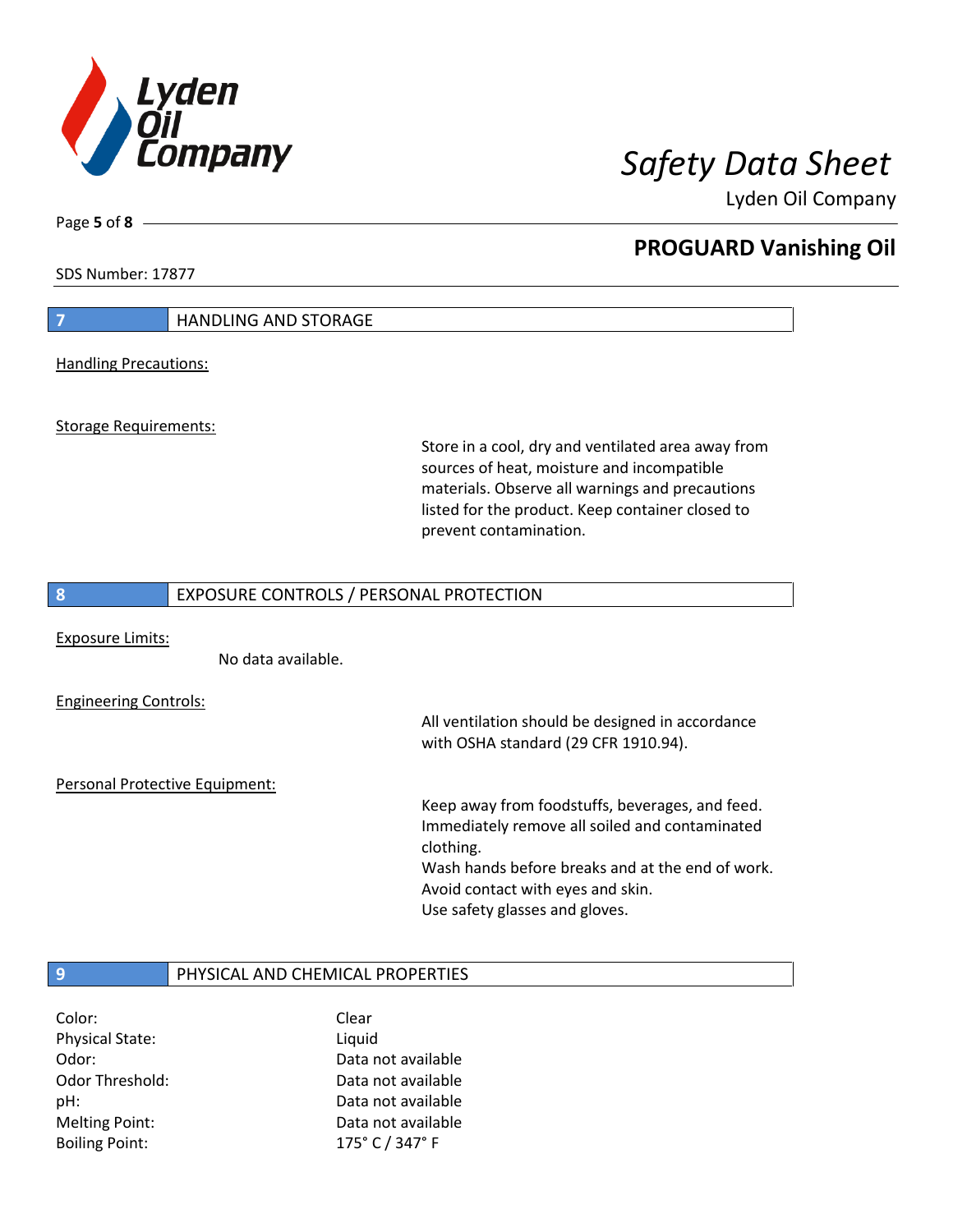SDS Number: 17877

## 7 HANDLING AND STORAGE

Handling Precautions:

Storage Requirements:

Store in a cool, dry and ventilated area away from sources of heat, moisture and incompatible materials. Observe all warnings and precautions listed for the product. Keep container closed to prevent contamination.

## 8 EXPOSURE CONTROLS / PERSONAL PROTECTION

Exposure Limits:

No data available.

Engineering Controls:

All ventilation should be designed in accordance with OSHA standard (29 CFR 1910.94).

Personal Protective Equipment:

Keep away from foodstuffs, beverages, and feed.
Immediately remove all soiled and contaminated clothing.
Wash hands before breaks and at the end of work.
Avoid contact with eyes and skin.
Use safety glasses and gloves.

## 9 PHYSICAL AND CHEMICAL PROPERTIES

| | |
|---|---|
| Color: | Clear |
| Physical State: | Liquid |
| Odor: | Data not available |
| Odor Threshold: | Data not available |
| pH: | Data not available |
| Melting Point: | Data not available |
| Boiling Point: | 175° C / 347° F |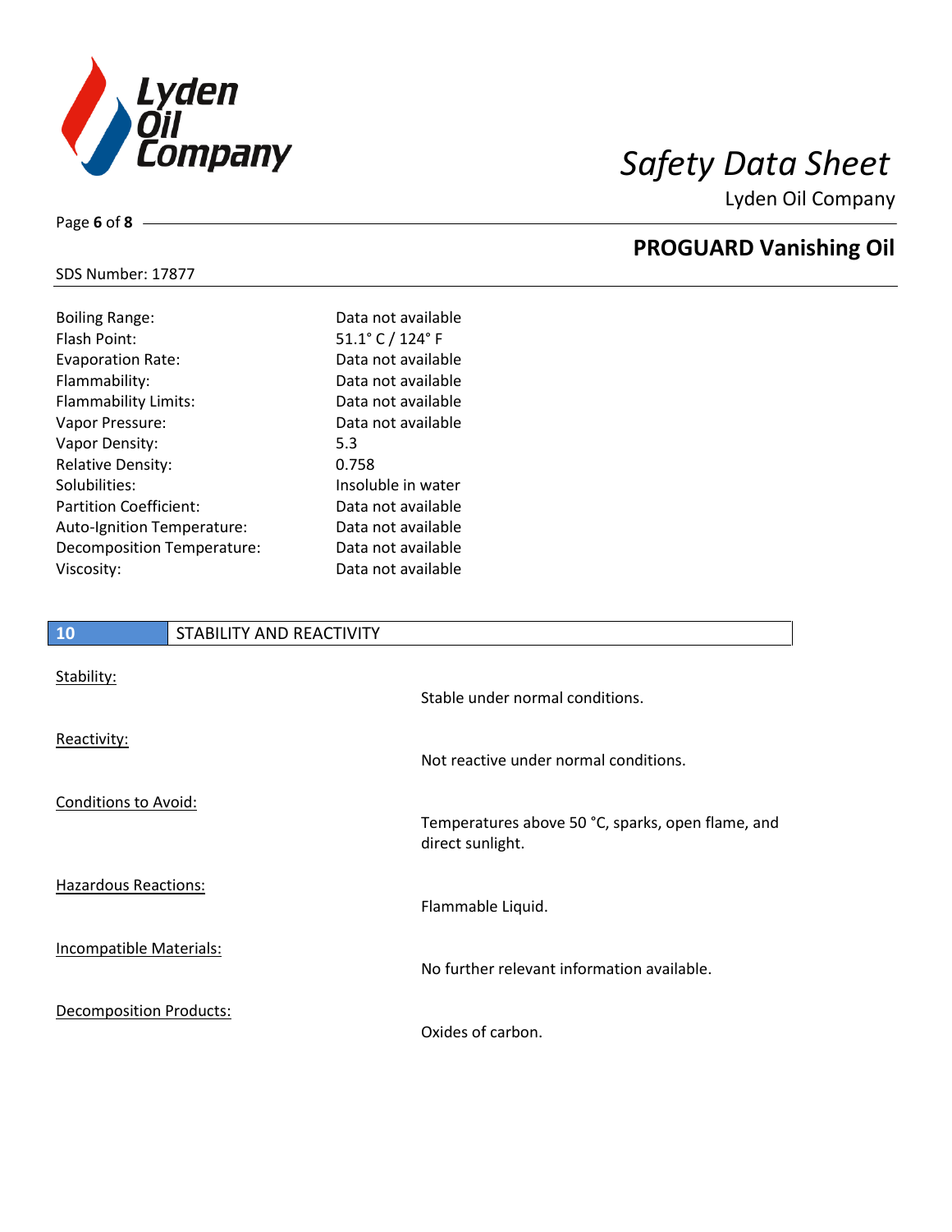| | |
|---|---|
| Boiling Range: | Data not available |
| Flash Point: | 51.1° C / 124° F |
| Evaporation Rate: | Data not available |
| Flammability: | Data not available |
| Flammability Limits: | Data not available |
| Vapor Pressure: | Data not available |
| Vapor Density: | 5.3 |
| Relative Density: | 0.758 |
| Solubilities: | Insoluble in water |
| Partition Coefficient: | Data not available |
| Auto-Ignition Temperature: | Data not available |
| Decomposition Temperature: | Data not available |
| Viscosity: | Data not available |

## 10 STABILITY AND REACTIVITY

Stability:

Stable under normal conditions.

Reactivity:

Not reactive under normal conditions.

Conditions to Avoid:

Temperatures above 50 °C, sparks, open flame, and direct sunlight.

Hazardous Reactions:

Flammable Liquid.

Incompatible Materials:

No further relevant information available.

Decomposition Products:

Oxides of carbon.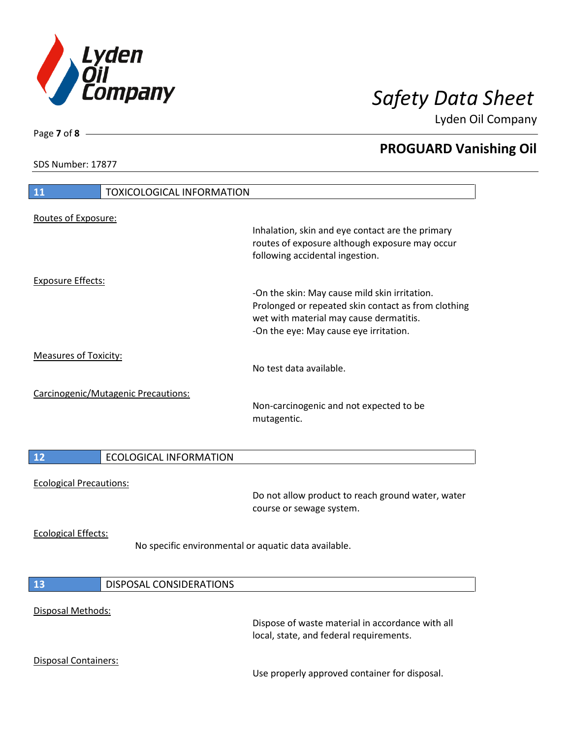## 11 TOXICOLOGICAL INFORMATION

Routes of Exposure:

Inhalation, skin and eye contact are the primary routes of exposure although exposure may occur following accidental ingestion.

Exposure Effects:

-On the skin: May cause mild skin irritation. Prolonged or repeated skin contact as from clothing wet with material may cause dermatitis.
-On the eye: May cause eye irritation.

Measures of Toxicity:

No test data available.

Carcinogenic/Mutagenic Precautions:

Non-carcinogenic and not expected to be mutagentic.

## 12 ECOLOGICAL INFORMATION

Ecological Precautions:

Do not allow product to reach ground water, water course or sewage system.

Ecological Effects:

No specific environmental or aquatic data available.

## 13 DISPOSAL CONSIDERATIONS

Disposal Methods:

Dispose of waste material in accordance with all local, state, and federal requirements.

Disposal Containers:

Use properly approved container for disposal.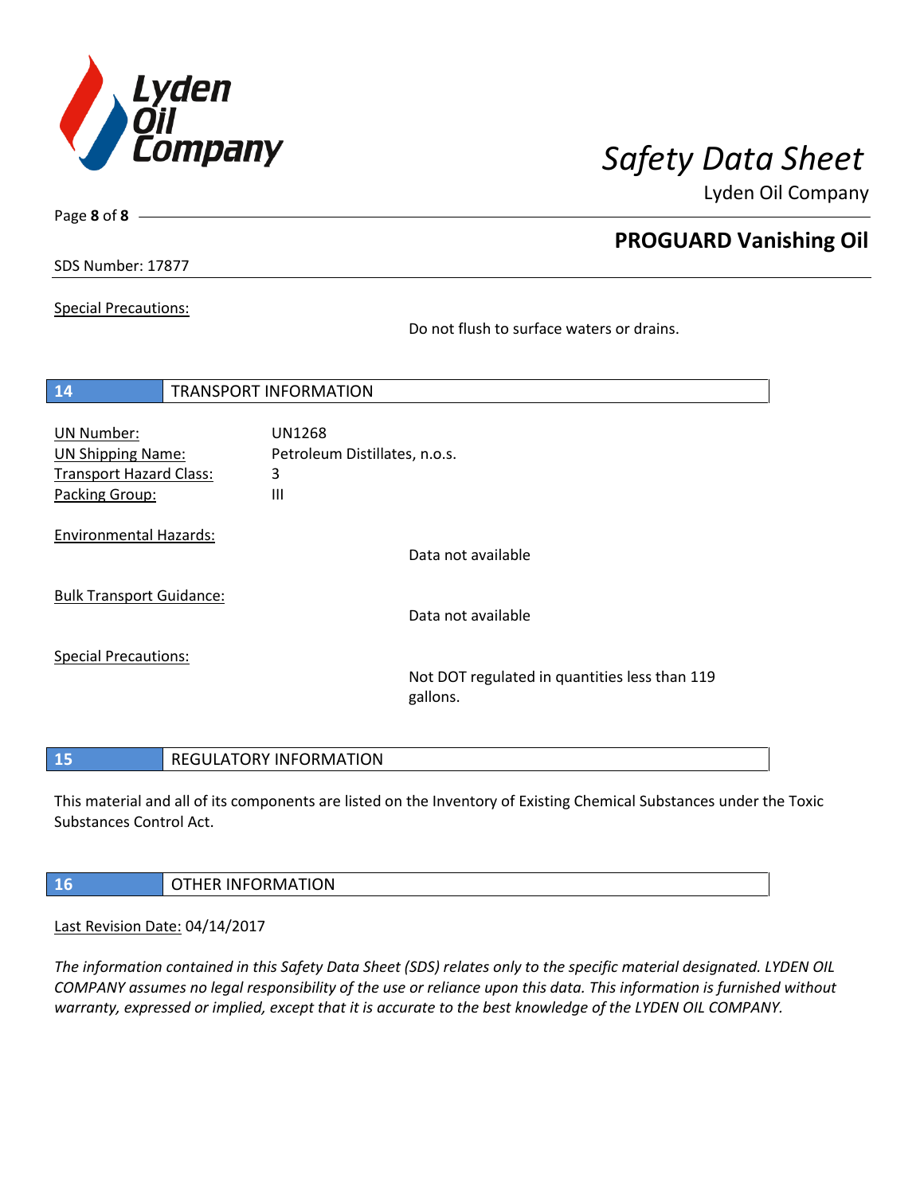Special Precautions:

Do not flush to surface waters or drains.

## 14 TRANSPORT INFORMATION

| | |
|---|---|
| UN Number: | UN1268 |
| UN Shipping Name: | Petroleum Distillates, n.o.s. |
| Transport Hazard Class: | 3 |
| Packing Group: | III |

Environmental Hazards:

Data not available

Bulk Transport Guidance:

Data not available

Special Precautions:

Not DOT regulated in quantities less than 119 gallons.

## 15 REGULATORY INFORMATION

This material and all of its components are listed on the Inventory of Existing Chemical Substances under the Toxic Substances Control Act.

## 16 OTHER INFORMATION

Last Revision Date: 04/14/2017

*The information contained in this Safety Data Sheet (SDS) relates only to the specific material designated. LYDEN OIL COMPANY assumes no legal responsibility of the use or reliance upon this data. This information is furnished without warranty, expressed or implied, except that it is accurate to the best knowledge of the LYDEN OIL COMPANY.*